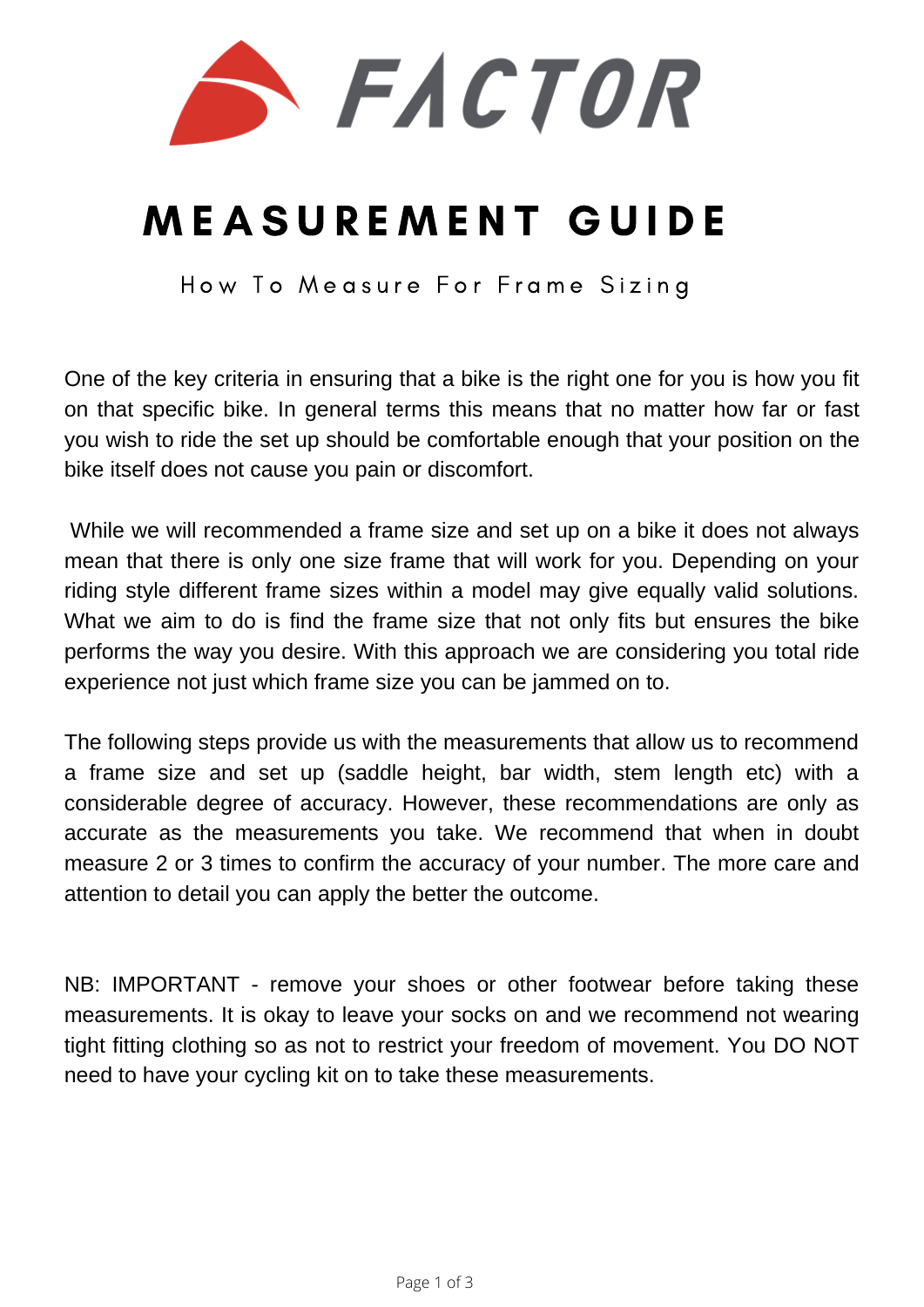FACTOR

# MEASUREMENT GUIDE

How To Measure For Frame Sizing

One of the key criteria in ensuring that a bike is the right one for you is how you fit on that specific bike. In general terms this means that no matter how far or fast you wish to ride the set up should be comfortable enough that your position on the bike itself does not cause you pain or discomfort.

While we will recommended a frame size and set up on a bike it does not always mean that there is only one size frame that will work for you. Depending on your riding style different frame sizes within a model may give equally valid solutions. What we aim to do is find the frame size that not only fits but ensures the bike performs the way you desire. With this approach we are considering you total ride experience not just which frame size you can be jammed on to.

The following steps provide us with the measurements that allow us to recommend a frame size and set up (saddle height, bar width, stem length etc) with a considerable degree of accuracy. However, these recommendations are only as accurate as the measurements you take. We recommend that when in doubt measure 2 or 3 times to confirm the accuracy of your number. The more care and attention to detail you can apply the better the outcome.

NB: IMPORTANT - remove your shoes or other footwear before taking these measurements. It is okay to leave your socks on and we recommend not wearing tight fitting clothing so as not to restrict your freedom of movement. You DO NOT need to have your cycling kit on to take these measurements.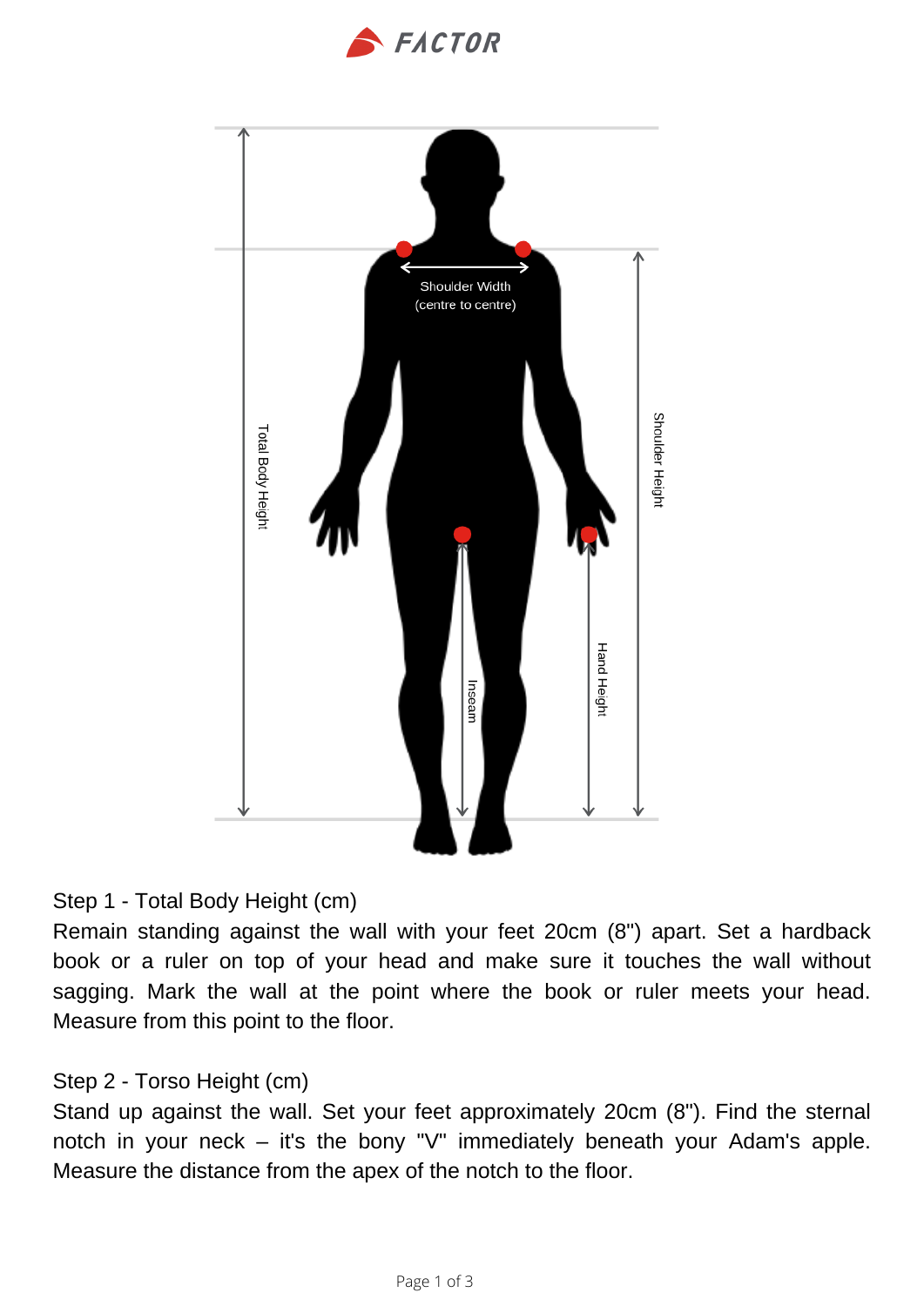Step 1 - Total Body Height (cm)

Remain standing against the wall with your feet 20cm (8") apart. Set a hardback book or a ruler on top of your head and make sure it touches the wall without sagging. Mark the wall at the point where the book or ruler meets your head. Measure from this point to the floor.

Step 2 - Torso Height (cm)

Stand up against the wall. Set your feet approximately 20cm (8"). Find the sternal notch in your neck – it's the bony "V" immediately beneath your Adam's apple. Measure the distance from the apex of the notch to the floor.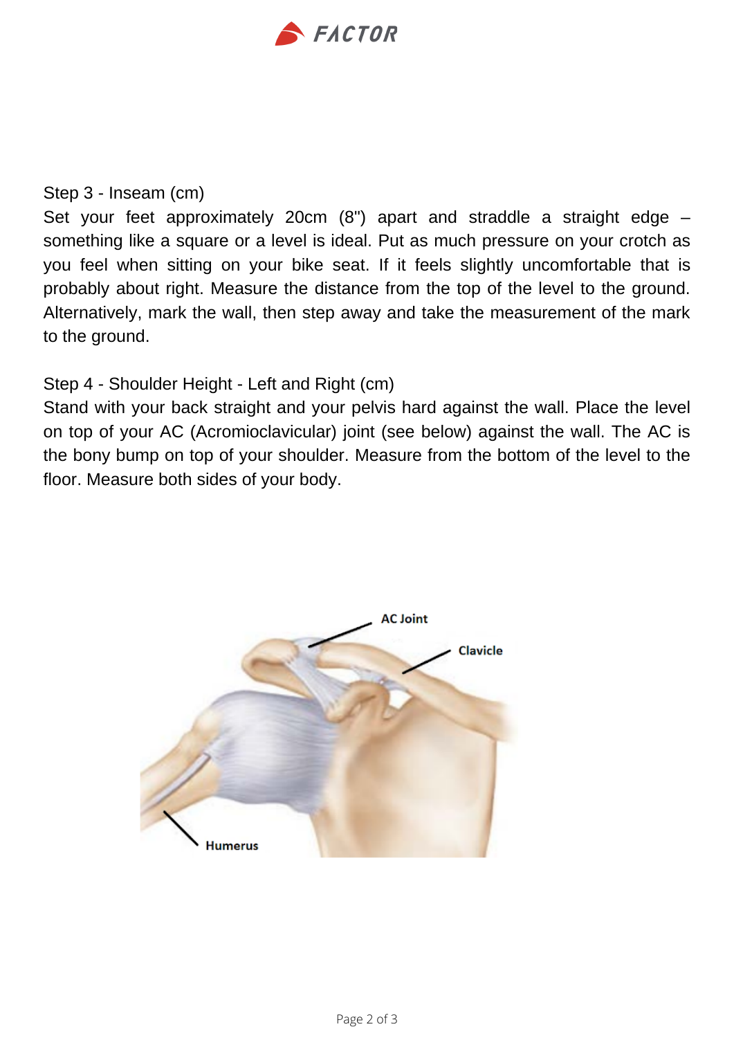Step 3 - Inseam (cm)

Set your feet approximately 20cm (8") apart and straddle a straight edge – something like a square or a level is ideal. Put as much pressure on your crotch as you feel when sitting on your bike seat. If it feels slightly uncomfortable that is probably about right. Measure the distance from the top of the level to the ground. Alternatively, mark the wall, then step away and take the measurement of the mark to the ground.

Step 4 - Shoulder Height - Left and Right (cm)

Stand with your back straight and your pelvis hard against the wall. Place the level on top of your AC (Acromioclavicular) joint (see below) against the wall. The AC is the bony bump on top of your shoulder. Measure from the bottom of the level to the floor. Measure both sides of your body.

AC Joint

Clavicle

Humerus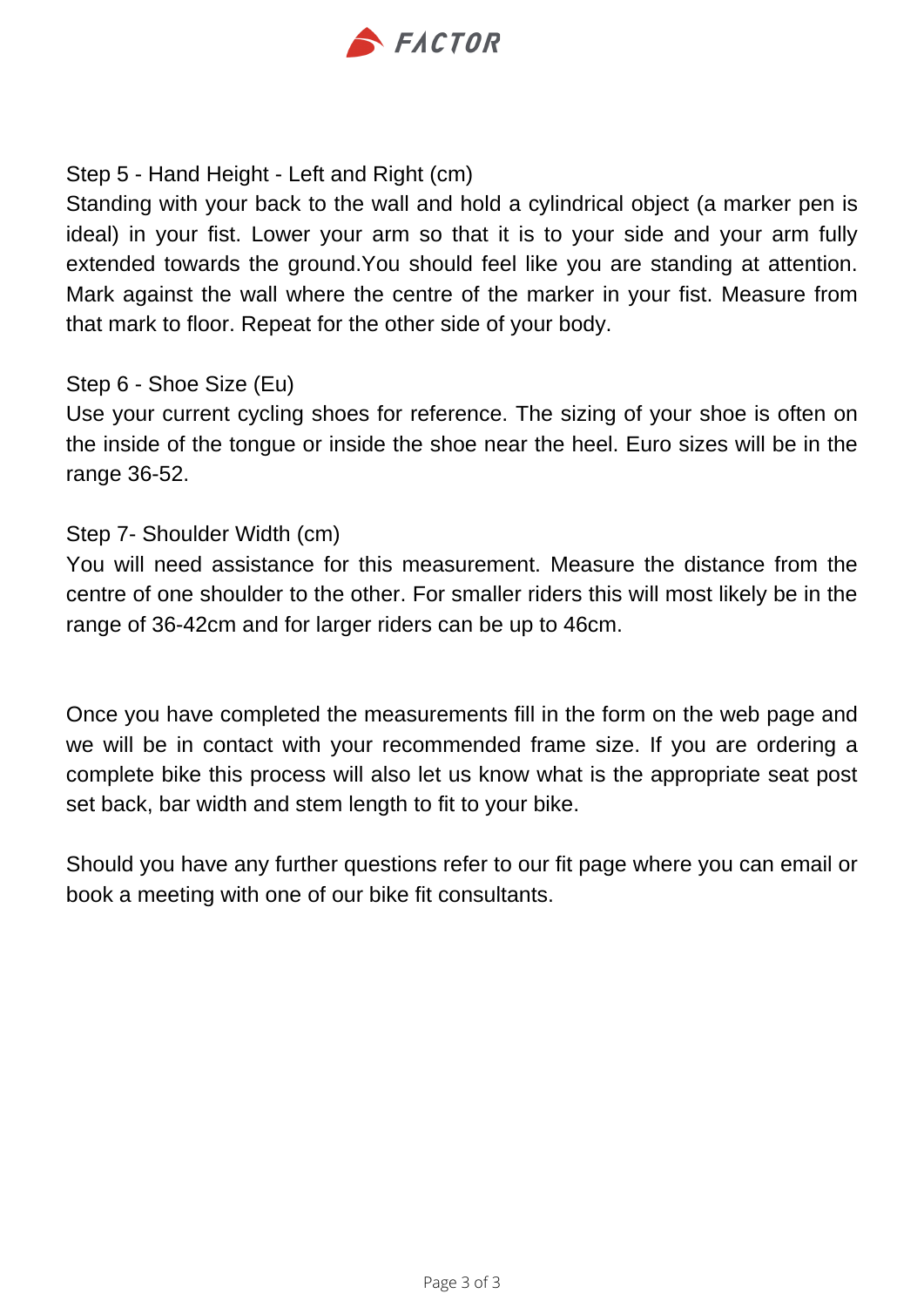Step 5 - Hand Height - Left and Right (cm)

Standing with your back to the wall and hold a cylindrical object (a marker pen is ideal) in your fist. Lower your arm so that it is to your side and your arm fully extended towards the ground.You should feel like you are standing at attention. Mark against the wall where the centre of the marker in your fist. Measure from that mark to floor. Repeat for the other side of your body.

Step 6 - Shoe Size (Eu)

Use your current cycling shoes for reference. The sizing of your shoe is often on the inside of the tongue or inside the shoe near the heel. Euro sizes will be in the range 36-52.

Step 7- Shoulder Width (cm)

You will need assistance for this measurement. Measure the distance from the centre of one shoulder to the other. For smaller riders this will most likely be in the range of 36-42cm and for larger riders can be up to 46cm.

Once you have completed the measurements fill in the form on the web page and we will be in contact with your recommended frame size. If you are ordering a complete bike this process will also let us know what is the appropriate seat post set back, bar width and stem length to fit to your bike.

Should you have any further questions refer to our fit page where you can email or book a meeting with one of our bike fit consultants.